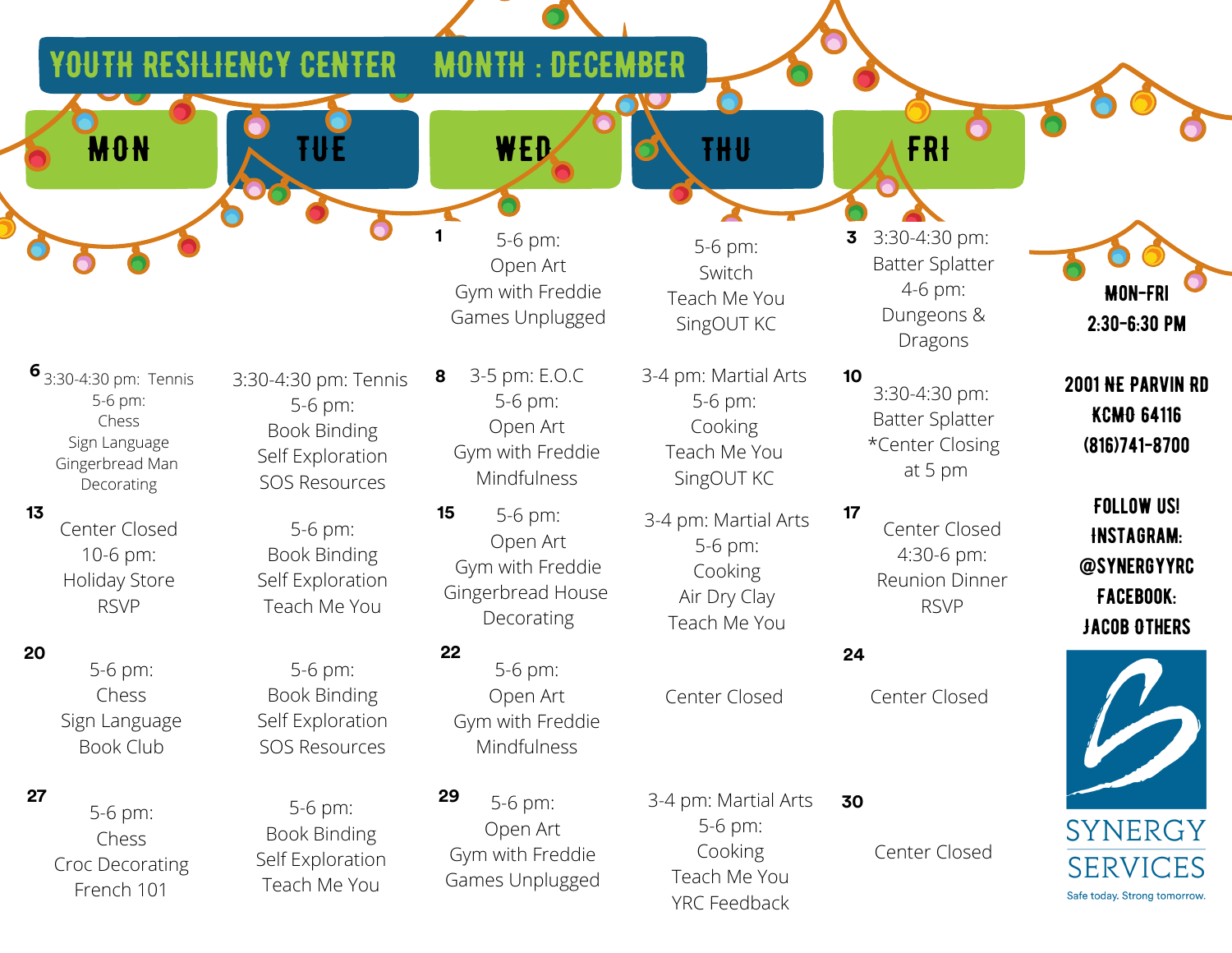# YOUTH RESILIENCY CENTER MONTH : DECEMBER

| MON | TUE | WED | THU | FRI |
|---|---|---|---|---|
| | | 1<br>5-6 pm:<br>Open Art<br>Gym with Freddie<br>Games Unplugged | 5-6 pm:<br>Switch<br>Teach Me You<br>SingOUT KC | 3<br>3:30-4:30 pm:<br>Batter Splatter<br>4-6 pm:<br>Dungeons & Dragons |
| 6<br>3:30-4:30 pm: Tennis<br>5-6 pm:<br>Chess<br>Sign Language<br>Gingerbread Man Decorating | 3:30-4:30 pm: Tennis<br>5-6 pm:<br>Book Binding<br>Self Exploration<br>SOS Resources | 8<br>3-5 pm: E.O.C<br>5-6 pm:<br>Open Art<br>Gym with Freddie<br>Mindfulness | 3-4 pm: Martial Arts<br>5-6 pm:<br>Cooking<br>Teach Me You<br>SingOUT KC | 10<br>3:30-4:30 pm:<br>Batter Splatter<br>*Center Closing at 5 pm |
| 13<br>Center Closed<br>10-6 pm:<br>Holiday Store<br>RSVP | 5-6 pm:<br>Book Binding<br>Self Exploration<br>Teach Me You | 15<br>5-6 pm:<br>Open Art<br>Gym with Freddie<br>Gingerbread House Decorating | 3-4 pm: Martial Arts<br>5-6 pm:<br>Cooking<br>Air Dry Clay<br>Teach Me You | 17<br>Center Closed<br>4:30-6 pm:<br>Reunion Dinner<br>RSVP |
| 20<br>5-6 pm:<br>Chess<br>Sign Language<br>Book Club | 5-6 pm:<br>Book Binding<br>Self Exploration<br>SOS Resources | 22<br>5-6 pm:<br>Open Art<br>Gym with Freddie<br>Mindfulness | Center Closed | 24<br>Center Closed |
| 27<br>5-6 pm:<br>Chess<br>Croc Decorating<br>French 101 | 5-6 pm:<br>Book Binding<br>Self Exploration<br>Teach Me You | 29<br>5-6 pm:<br>Open Art<br>Gym with Freddie<br>Games Unplugged | 3-4 pm: Martial Arts<br>5-6 pm:<br>Cooking<br>Teach Me You<br>YRC Feedback | 30<br>Center Closed |

**MON-FRI**
**2:30-6:30 PM**

**2001 NE PARVIN RD**
**KCMO 64116**
**(816)741-8700**

**FOLLOW US!**
**INSTAGRAM:**
**@SYNERGYYRC**
**FACEBOOK:**
**JACOB OTHERS**

SYNERGY SERVICES
Safe today. Strong tomorrow.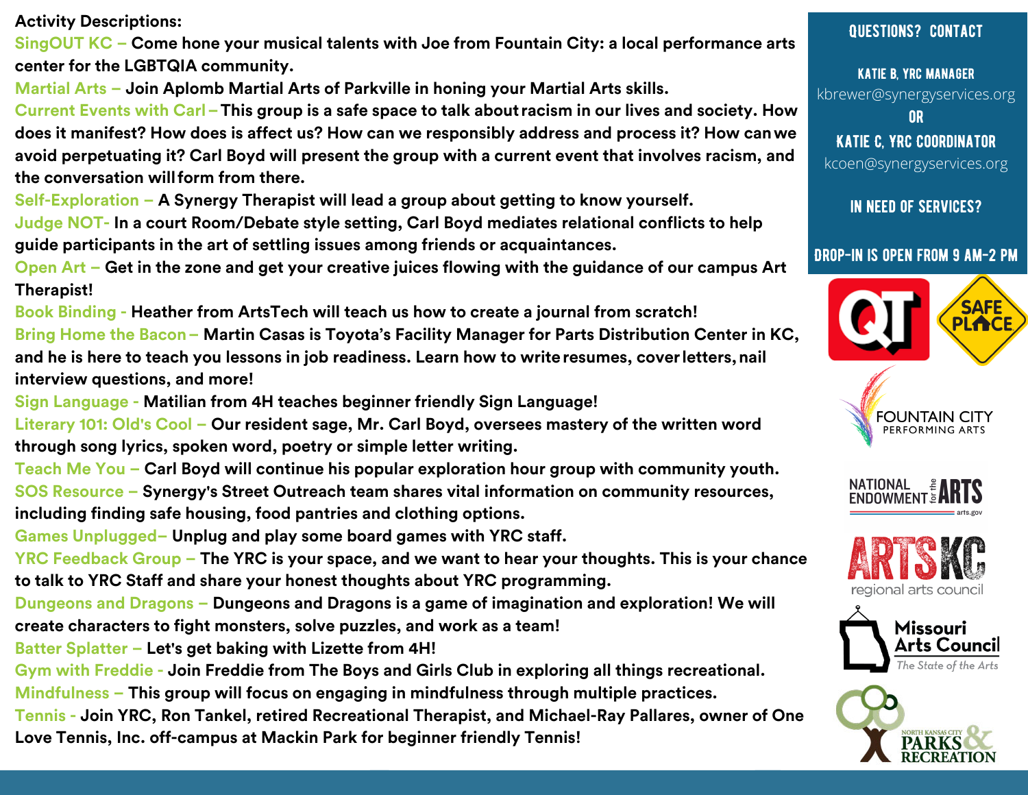**Activity Descriptions:**

**SingOUT KC –** Come hone your musical talents with Joe from Fountain City: a local performance arts center for the LGBTQIA community.

**Martial Arts –** Join Aplomb Martial Arts of Parkville in honing your Martial Arts skills.

**Current Events with Carl –** This group is a safe space to talk about racism in our lives and society. How does it manifest? How does is affect us? How can we responsibly address and process it? How can we avoid perpetuating it? Carl Boyd will present the group with a current event that involves racism, and the conversation will form from there.

**Self-Exploration –** A Synergy Therapist will lead a group about getting to know yourself.

**Judge NOT-** In a court Room/Debate style setting, Carl Boyd mediates relational conflicts to help guide participants in the art of settling issues among friends or acquaintances.

**Open Art –** Get in the zone and get your creative juices flowing with the guidance of our campus Art Therapist!

**Book Binding -** Heather from ArtsTech will teach us how to create a journal from scratch!

**Bring Home the Bacon –** Martin Casas is Toyota's Facility Manager for Parts Distribution Center in KC, and he is here to teach you lessons in job readiness. Learn how to write resumes, cover letters, nail interview questions, and more!

**Sign Language -** Matilian from 4H teaches beginner friendly Sign Language!

**Literary 101: Old's Cool –** Our resident sage, Mr. Carl Boyd, oversees mastery of the written word through song lyrics, spoken word, poetry or simple letter writing.

**Teach Me You –** Carl Boyd will continue his popular exploration hour group with community youth.

**SOS Resource –** Synergy's Street Outreach team shares vital information on community resources, including finding safe housing, food pantries and clothing options.

**Games Unplugged–** Unplug and play some board games with YRC staff.

**YRC Feedback Group –** The YRC is your space, and we want to hear your thoughts. This is your chance to talk to YRC Staff and share your honest thoughts about YRC programming.

**Dungeons and Dragons –** Dungeons and Dragons is a game of imagination and exploration! We will create characters to fight monsters, solve puzzles, and work as a team!

**Batter Splatter –** Let's get baking with Lizette from 4H!

**Gym with Freddie -** Join Freddie from The Boys and Girls Club in exploring all things recreational.

**Mindfulness –** This group will focus on engaging in mindfulness through multiple practices.

**Tennis -** Join YRC, Ron Tankel, retired Recreational Therapist, and Michael-Ray Pallares, owner of One Love Tennis, Inc. off-campus at Mackin Park for beginner friendly Tennis!

**QUESTIONS? CONTACT**

**KATIE B, YRC MANAGER**
kbrewer@synergyservices.org

**OR**

**KATIE C, YRC COORDINATOR**
kcoen@synergyservices.org

**IN NEED OF SERVICES?**

**DROP-IN IS OPEN FROM 9 AM-2 PM**

QT

SAFE PLACE

FOUNTAIN CITY PERFORMING ARTS

NATIONAL ENDOWMENT for the ARTS
arts.gov

ARTS KC
regional arts council

Missouri Arts Council
The State of the Arts

NORTH KANSAS CITY PARKS & RECREATION